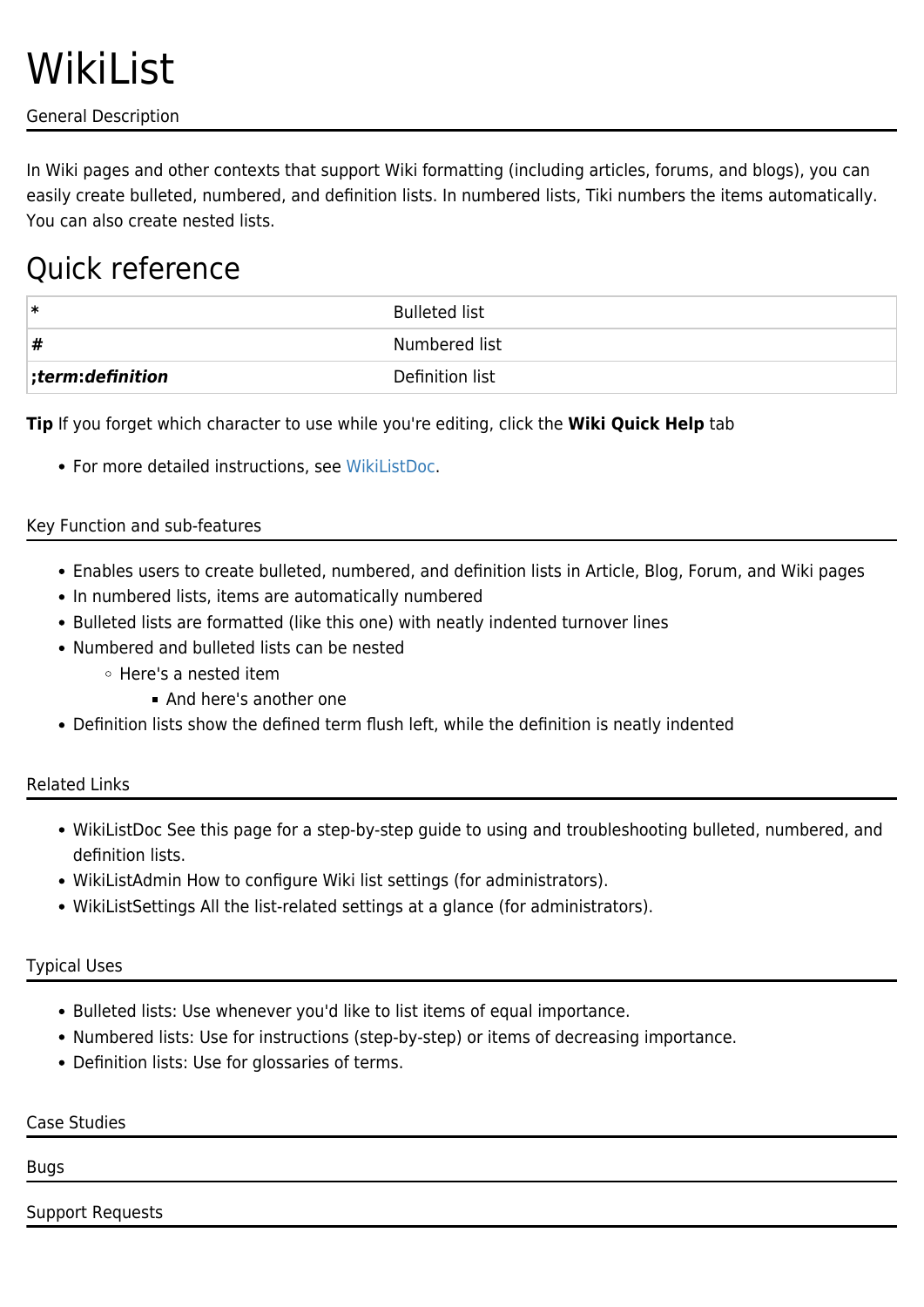# WikiList

General Description

In Wiki pages and other contexts that support Wiki formatting (including articles, forums, and blogs), you can easily create bulleted, numbered, and definition lists. In numbered lists, Tiki numbers the items automatically. You can also create nested lists.

## Quick reference

| | |
|---|---|
| **\*** | Bulleted list |
| **#** | Numbered list |
| ***;term:definition*** | Definition list |

**Tip** If you forget which character to use while you're editing, click the **Wiki Quick Help** tab

- For more detailed instructions, see WikiListDoc.

Key Function and sub-features

- Enables users to create bulleted, numbered, and definition lists in Article, Blog, Forum, and Wiki pages
- In numbered lists, items are automatically numbered
- Bulleted lists are formatted (like this one) with neatly indented turnover lines
- Numbered and bulleted lists can be nested
  - Here's a nested item
    - And here's another one
- Definition lists show the defined term flush left, while the definition is neatly indented

Related Links

- WikiListDoc See this page for a step-by-step guide to using and troubleshooting bulleted, numbered, and definition lists.
- WikiListAdmin How to configure Wiki list settings (for administrators).
- WikiListSettings All the list-related settings at a glance (for administrators).

Typical Uses

- Bulleted lists: Use whenever you'd like to list items of equal importance.
- Numbered lists: Use for instructions (step-by-step) or items of decreasing importance.
- Definition lists: Use for glossaries of terms.

Case Studies

Bugs

Support Requests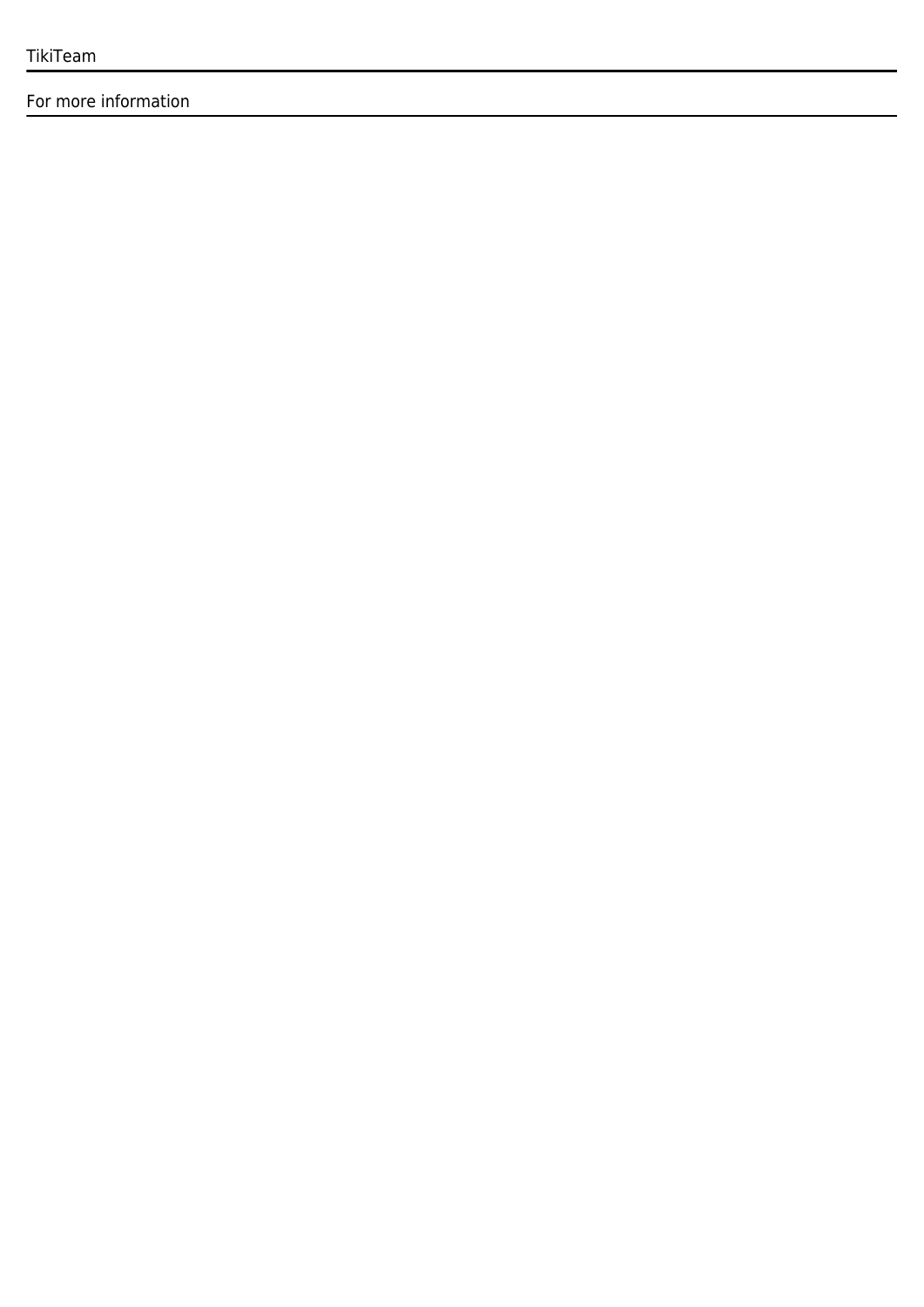## For more information